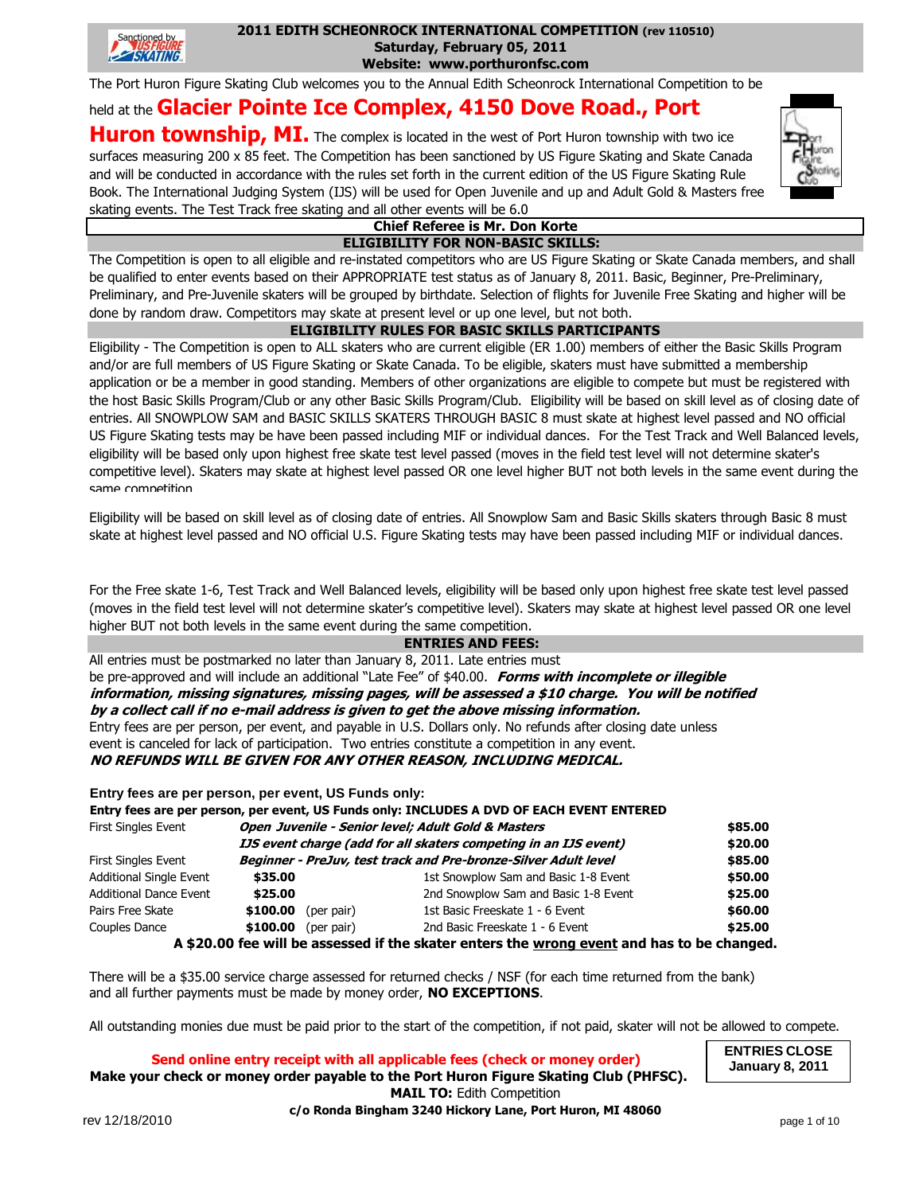# 2011 EDITH SCHEONROCK INTERNATIONAL COMPETITION (rev 110510)

**Saturday, February 05, 2011**

**Website: www.porthuronfsc.com**

The Port Huron Figure Skating Club welcomes you to the Annual Edith Scheonrock International Competition to be held at the **Glacier Pointe Ice Complex, 4150 Dove Road., Port Huron township, MI.** The complex is located in the west of Port Huron township with two ice surfaces measuring 200 x 85 feet. The Competition has been sanctioned by US Figure Skating and Skate Canada and will be conducted in accordance with the rules set forth in the current edition of the US Figure Skating Rule Book. The International Judging System (IJS) will be used for Open Juvenile and up and Adult Gold & Masters free skating events. The Test Track free skating and all other events will be 6.0

**Chief Referee is Mr. Don Korte**

## ELIGIBILITY FOR NON-BASIC SKILLS:

The Competition is open to all eligible and re-instated competitors who are US Figure Skating or Skate Canada members, and shall be qualified to enter events based on their APPROPRIATE test status as of January 8, 2011. Basic, Beginner, Pre-Preliminary, Preliminary, and Pre-Juvenile skaters will be grouped by birthdate. Selection of flights for Juvenile Free Skating and higher will be done by random draw. Competitors may skate at present level or up one level, but not both.

## ELIGIBILITY RULES FOR BASIC SKILLS PARTICIPANTS

Eligibility - The Competition is open to ALL skaters who are current eligible (ER 1.00) members of either the Basic Skills Program and/or are full members of US Figure Skating or Skate Canada. To be eligible, skaters must have submitted a membership application or be a member in good standing. Members of other organizations are eligible to compete but must be registered with the host Basic Skills Program/Club or any other Basic Skills Program/Club. Eligibility will be based on skill level as of closing date of entries. All SNOWPLOW SAM and BASIC SKILLS SKATERS THROUGH BASIC 8 must skate at highest level passed and NO official US Figure Skating tests may be have been passed including MIF or individual dances. For the Test Track and Well Balanced levels, eligibility will be based only upon highest free skate test level passed (moves in the field test level will not determine skater's competitive level). Skaters may skate at highest level passed OR one level higher BUT not both levels in the same event during the same competition.

Eligibility will be based on skill level as of closing date of entries. All Snowplow Sam and Basic Skills skaters through Basic 8 must skate at highest level passed and NO official U.S. Figure Skating tests may have been passed including MIF or individual dances.

For the Free skate 1-6, Test Track and Well Balanced levels, eligibility will be based only upon highest free skate test level passed (moves in the field test level will not determine skater's competitive level). Skaters may skate at highest level passed OR one level higher BUT not both levels in the same event during the same competition.

## ENTRIES AND FEES:

All entries must be postmarked no later than January 8, 2011. Late entries must be pre-approved and will include an additional "Late Fee" of $40.00. ***Forms with incomplete or illegible information, missing signatures, missing pages, will be assessed a $10 charge. You will be notified by a collect call if no e-mail address is given to get the above missing information.***

Entry fees are per person, per event, and payable in U.S. Dollars only. No refunds after closing date unless event is canceled for lack of participation. Two entries constitute a competition in any event.

***NO REFUNDS WILL BE GIVEN FOR ANY OTHER REASON, INCLUDING MEDICAL.***

**Entry fees are per person, per event, US Funds only:**

**Entry fees are per person, per event, US Funds only: INCLUDES A DVD OF EACH EVENT ENTERED**

| | | | |
|---|---|---|---|
| First Singles Event | ***Open Juvenile - Senior level; Adult Gold & Masters*** | | **$85.00** |
| | ***IJS event charge (add for all skaters competing in an IJS event)*** | | **$20.00** |
| First Singles Event | ***Beginner - PreJuv, test track and Pre-bronze-Silver Adult level*** | | **$85.00** |
| Additional Single Event | **$35.00** | 1st Snowplow Sam and Basic 1-8 Event | **$50.00** |
| Additional Dance Event | **$25.00** | 2nd Snowplow Sam and Basic 1-8 Event | **$25.00** |
| Pairs Free Skate | **$100.00** (per pair) | 1st Basic Freeskate 1 - 6 Event | **$60.00** |
| Couples Dance | **$100.00** (per pair) | 2nd Basic Freeskate 1 - 6 Event | **$25.00** |

**A $20.00 fee will be assessed if the skater enters the wrong event and has to be changed.**

There will be a $35.00 service charge assessed for returned checks / NSF (for each time returned from the bank) and all further payments must be made by money order, **NO EXCEPTIONS**.

All outstanding monies due must be paid prior to the start of the competition, if not paid, skater will not be allowed to compete.

**Send online entry receipt with all applicable fees (check or money order)**

**Make your check or money order payable to the Port Huron Figure Skating Club (PHFSC).**

**MAIL TO:** Edith Competition

**c/o Ronda Bingham 3240 Hickory Lane, Port Huron, MI 48060**

**ENTRIES CLOSE January 8, 2011**

rev 12/18/2010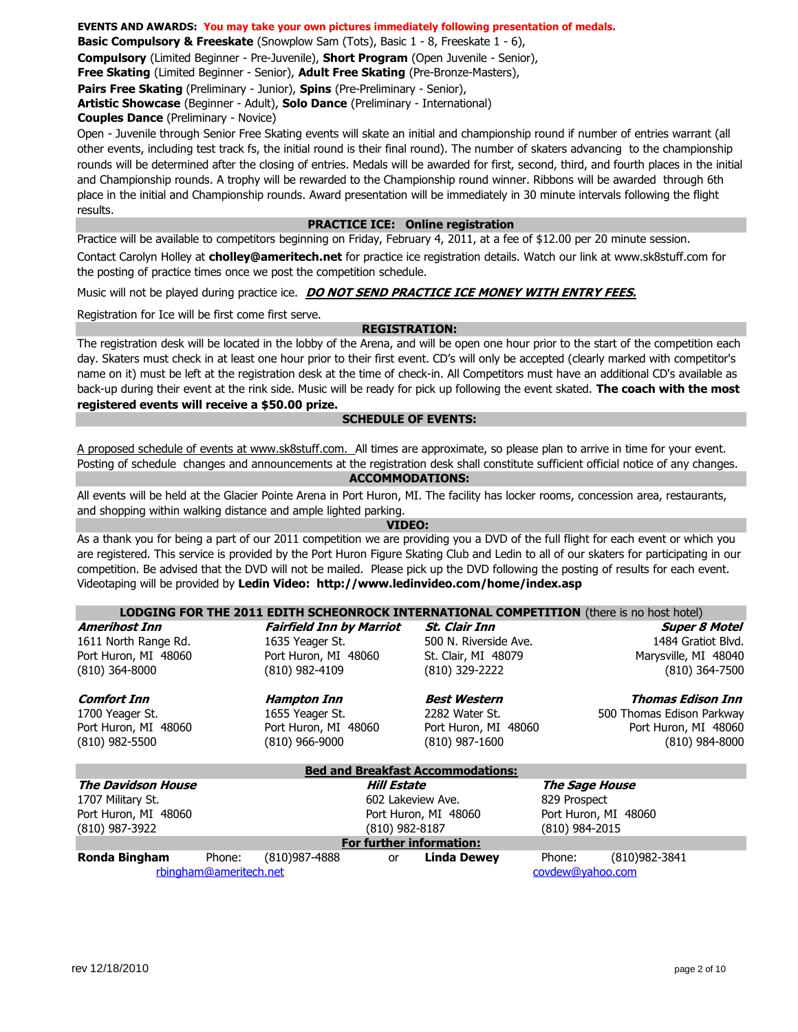**EVENTS AND AWARDS:** **You may take your own pictures immediately following presentation of medals.**

**Basic Compulsory & Freeskate** (Snowplow Sam (Tots), Basic 1 - 8, Freeskate 1 - 6),
**Compulsory** (Limited Beginner - Pre-Juvenile), **Short Program** (Open Juvenile - Senior),
**Free Skating** (Limited Beginner - Senior), **Adult Free Skating** (Pre-Bronze-Masters),
**Pairs Free Skating** (Preliminary - Junior), **Spins** (Pre-Preliminary - Senior),
**Artistic Showcase** (Beginner - Adult), **Solo Dance** (Preliminary - International)
**Couples Dance** (Preliminary - Novice)

Open - Juvenile through Senior Free Skating events will skate an initial and championship round if number of entries warrant (all other events, including test track fs, the initial round is their final round). The number of skaters advancing to the championship rounds will be determined after the closing of entries. Medals will be awarded for first, second, third, and fourth places in the initial and Championship rounds. A trophy will be rewarded to the Championship round winner. Ribbons will be awarded through 6th place in the initial and Championship rounds. Award presentation will be immediately in 30 minute intervals following the flight results.

## PRACTICE ICE: Online registration

Practice will be available to competitors beginning on Friday, February 4, 2011, at a fee of $12.00 per 20 minute session.

Contact Carolyn Holley at **cholley@ameritech.net** for practice ice registration details. Watch our link at www.sk8stuff.com for the posting of practice times once we post the competition schedule.

Music will not be played during practice ice. ***DO NOT SEND PRACTICE ICE MONEY WITH ENTRY FEES.***

Registration for Ice will be first come first serve.

## REGISTRATION:

The registration desk will be located in the lobby of the Arena, and will be open one hour prior to the start of the competition each day. Skaters must check in at least one hour prior to their first event. CD's will only be accepted (clearly marked with competitor's name on it) must be left at the registration desk at the time of check-in. All Competitors must have an additional CD's available as back-up during their event at the rink side. Music will be ready for pick up following the event skated. **The coach with the most registered events will receive a $50.00 prize.**

## SCHEDULE OF EVENTS:

A proposed schedule of events at www.sk8stuff.com. All times are approximate, so please plan to arrive in time for your event. Posting of schedule changes and announcements at the registration desk shall constitute sufficient official notice of any changes.

## ACCOMMODATIONS:

All events will be held at the Glacier Pointe Arena in Port Huron, MI. The facility has locker rooms, concession area, restaurants, and shopping within walking distance and ample lighted parking.

## VIDEO:

As a thank you for being a part of our 2011 competition we are providing you a DVD of the full flight for each event or which you are registered. This service is provided by the Port Huron Figure Skating Club and Ledin to all of our skaters for participating in our competition. Be advised that the DVD will not be mailed. Please pick up the DVD following the posting of results for each event. Videotaping will be provided by **Ledin Video: http://www.ledinvideo.com/home/index.asp**

## LODGING FOR THE 2011 EDITH SCHEONROCK INTERNATIONAL COMPETITION (there is no host hotel)

| ***Amerihost Inn*** | ***Fairfield Inn by Marriot*** | ***St. Clair Inn*** | ***Super 8 Motel*** |
|---|---|---|---|
| 1611 North Range Rd. | 1635 Yeager St. | 500 N. Riverside Ave. | 1484 Gratiot Blvd. |
| Port Huron, MI 48060 | Port Huron, MI 48060 | St. Clair, MI 48079 | Marysville, MI 48040 |
| (810) 364-8000 | (810) 982-4109 | (810) 329-2222 | (810) 364-7500 |
| ***Comfort Inn*** | ***Hampton Inn*** | ***Best Western*** | ***Thomas Edison Inn*** |
| 1700 Yeager St. | 1655 Yeager St. | 2282 Water St. | 500 Thomas Edison Parkway |
| Port Huron, MI 48060 | Port Huron, MI 48060 | Port Huron, MI 48060 | Port Huron, MI 48060 |
| (810) 982-5500 | (810) 966-9000 | (810) 987-1600 | (810) 984-8000 |

## Bed and Breakfast Accommodations:

| ***The Davidson House*** | ***Hill Estate*** | ***The Sage House*** |
|---|---|---|
| 1707 Military St. | 602 Lakeview Ave. | 829 Prospect |
| Port Huron, MI 48060 | Port Huron, MI 48060 | Port Huron, MI 48060 |
| (810) 987-3922 | (810) 982-8187 | (810) 984-2015 |

## For further information:

**Ronda Bingham** Phone: (810)987-4888 rbingham@ameritech.net or **Linda Dewey** Phone: (810)982-3841 covdew@yahoo.com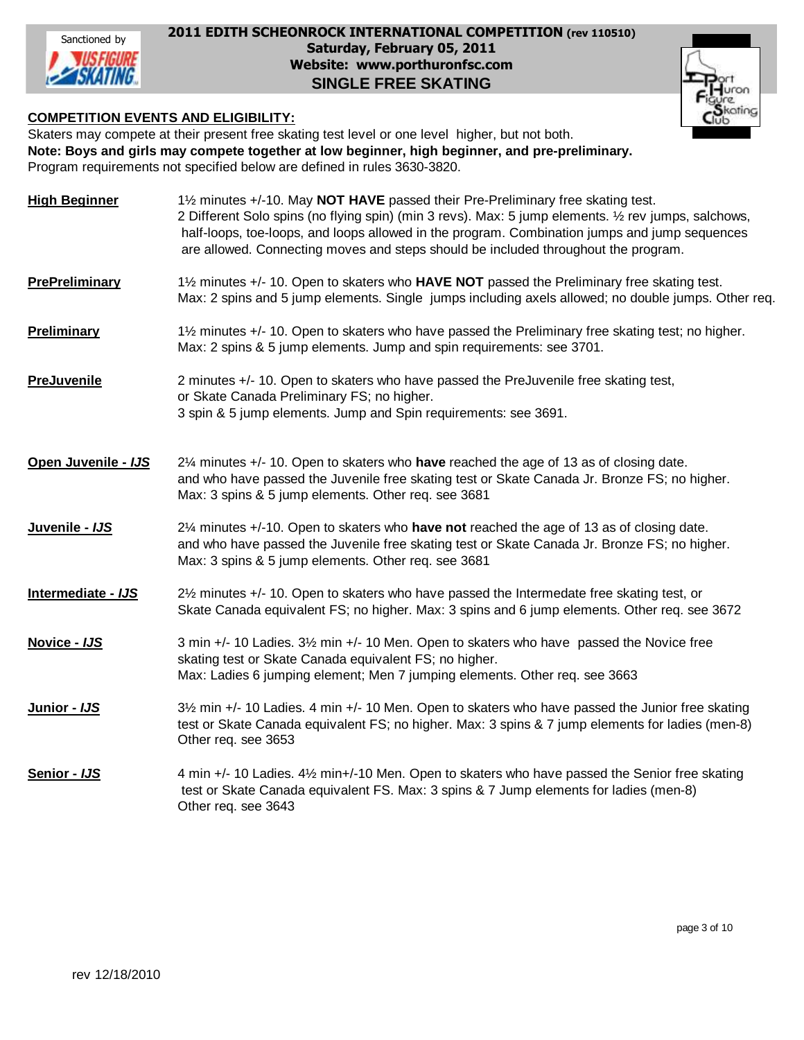# 2011 EDITH SCHEONROCK INTERNATIONAL COMPETITION (rev 110510)

**Saturday, February 05, 2011**

**Website: www.porthuronfsc.com**

## SINGLE FREE SKATING

Sanctioned by US Figure Skating

**COMPETITION EVENTS AND ELIGIBILITY:**

Skaters may compete at their present free skating test level or one level higher, but not both.

**Note: Boys and girls may compete together at low beginner, high beginner, and pre-preliminary.**

Program requirements not specified below are defined in rules 3630-3820.

**High Beginner** — 1½ minutes +/-10. May **NOT HAVE** passed their Pre-Preliminary free skating test. 2 Different Solo spins (no flying spin) (min 3 revs). Max: 5 jump elements. ½ rev jumps, salchows, half-loops, toe-loops, and loops allowed in the program. Combination jumps and jump sequences are allowed. Connecting moves and steps should be included throughout the program.

**PrePreliminary** — 1½ minutes +/- 10. Open to skaters who **HAVE NOT** passed the Preliminary free skating test. Max: 2 spins and 5 jump elements. Single jumps including axels allowed; no double jumps. Other req.

**Preliminary** — 1½ minutes +/- 10. Open to skaters who have passed the Preliminary free skating test; no higher. Max: 2 spins & 5 jump elements. Jump and spin requirements: see 3701.

**PreJuvenile** — 2 minutes +/- 10. Open to skaters who have passed the PreJuvenile free skating test, or Skate Canada Preliminary FS; no higher. 3 spin & 5 jump elements. Jump and Spin requirements: see 3691.

**Open Juvenile - *IJS*** — 2¼ minutes +/- 10. Open to skaters who **have** reached the age of 13 as of closing date. and who have passed the Juvenile free skating test or Skate Canada Jr. Bronze FS; no higher. Max: 3 spins & 5 jump elements. Other req. see 3681

**Juvenile - *IJS*** — 2¼ minutes +/-10. Open to skaters who **have not** reached the age of 13 as of closing date. and who have passed the Juvenile free skating test or Skate Canada Jr. Bronze FS; no higher. Max: 3 spins & 5 jump elements. Other req. see 3681

**Intermediate - *IJS*** — 2½ minutes +/- 10. Open to skaters who have passed the Intermedate free skating test, or Skate Canada equivalent FS; no higher. Max: 3 spins and 6 jump elements. Other req. see 3672

**Novice - *IJS*** — 3 min +/- 10 Ladies. 3½ min +/- 10 Men. Open to skaters who have passed the Novice free skating test or Skate Canada equivalent FS; no higher. Max: Ladies 6 jumping element; Men 7 jumping elements. Other req. see 3663

**Junior - *IJS*** — 3½ min +/- 10 Ladies. 4 min +/- 10 Men. Open to skaters who have passed the Junior free skating test or Skate Canada equivalent FS; no higher. Max: 3 spins & 7 jump elements for ladies (men-8) Other req. see 3653

**Senior - *IJS*** — 4 min +/- 10 Ladies. 4½ min+/-10 Men. Open to skaters who have passed the Senior free skating test or Skate Canada equivalent FS. Max: 3 spins & 7 Jump elements for ladies (men-8) Other req. see 3643

rev 12/18/2010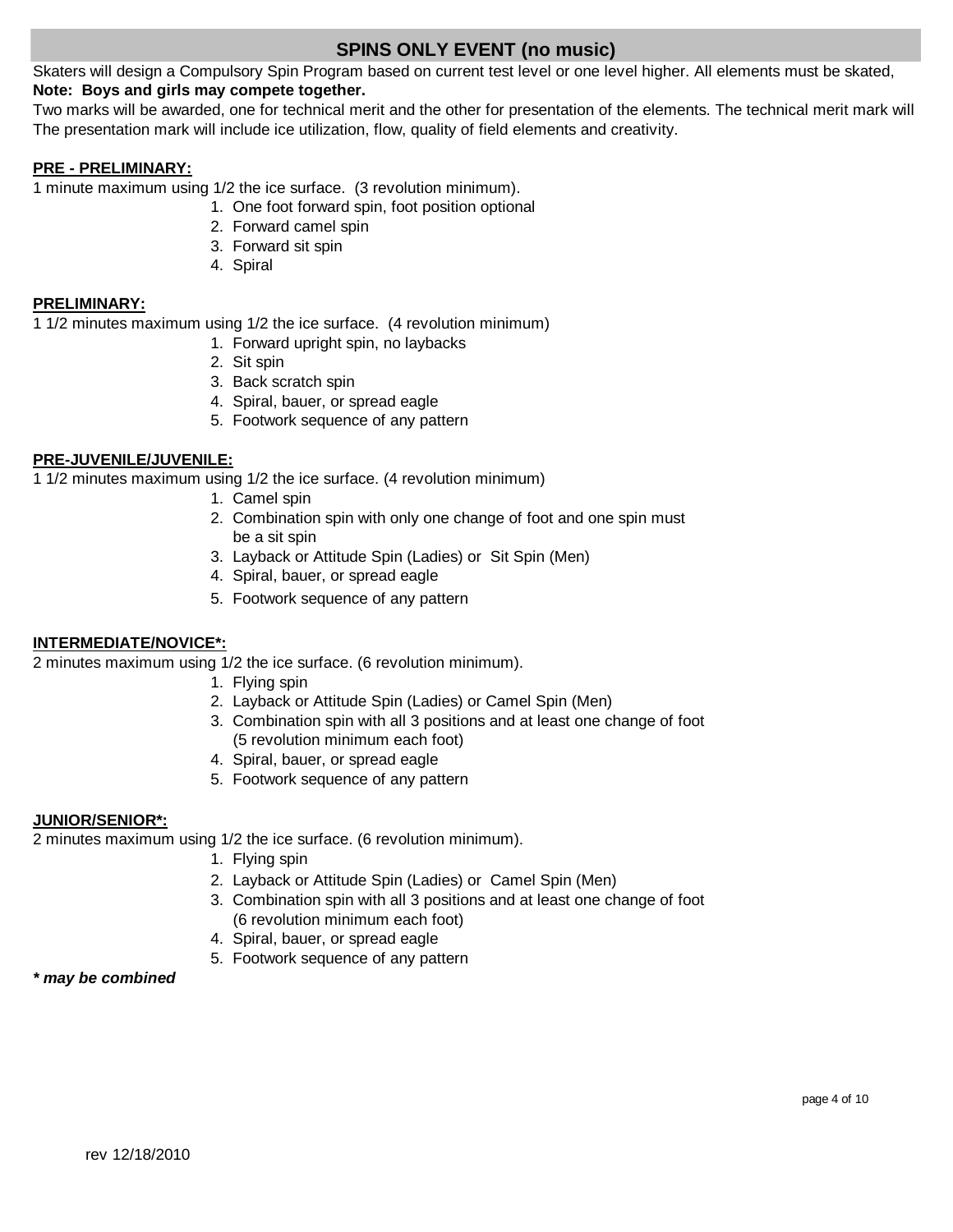## SPINS ONLY EVENT (no music)

Skaters will design a Compulsory Spin Program based on current test level or one level higher. All elements must be skated,
**Note: Boys and girls may compete together.**
Two marks will be awarded, one for technical merit and the other for presentation of the elements. The technical merit mark will
The presentation mark will include ice utilization, flow, quality of field elements and creativity.

**PRE - PRELIMINARY:**
1 minute maximum using 1/2 the ice surface. (3 revolution minimum).

1. One foot forward spin, foot position optional
2. Forward camel spin
3. Forward sit spin
4. Spiral

**PRELIMINARY:**
1 1/2 minutes maximum using 1/2 the ice surface. (4 revolution minimum)

1. Forward upright spin, no laybacks
2. Sit spin
3. Back scratch spin
4. Spiral, bauer, or spread eagle
5. Footwork sequence of any pattern

**PRE-JUVENILE/JUVENILE:**
1 1/2 minutes maximum using 1/2 the ice surface. (4 revolution minimum)

1. Camel spin
2. Combination spin with only one change of foot and one spin must be a sit spin
3. Layback or Attitude Spin (Ladies) or Sit Spin (Men)
4. Spiral, bauer, or spread eagle
5. Footwork sequence of any pattern

**INTERMEDIATE/NOVICE*:**
2 minutes maximum using 1/2 the ice surface. (6 revolution minimum).

1. Flying spin
2. Layback or Attitude Spin (Ladies) or Camel Spin (Men)
3. Combination spin with all 3 positions and at least one change of foot (5 revolution minimum each foot)
4. Spiral, bauer, or spread eagle
5. Footwork sequence of any pattern

**JUNIOR/SENIOR*:**
2 minutes maximum using 1/2 the ice surface. (6 revolution minimum).

1. Flying spin
2. Layback or Attitude Spin (Ladies) or Camel Spin (Men)
3. Combination spin with all 3 positions and at least one change of foot (6 revolution minimum each foot)
4. Spiral, bauer, or spread eagle
5. Footwork sequence of any pattern

***\* may be combined***

rev 12/18/2010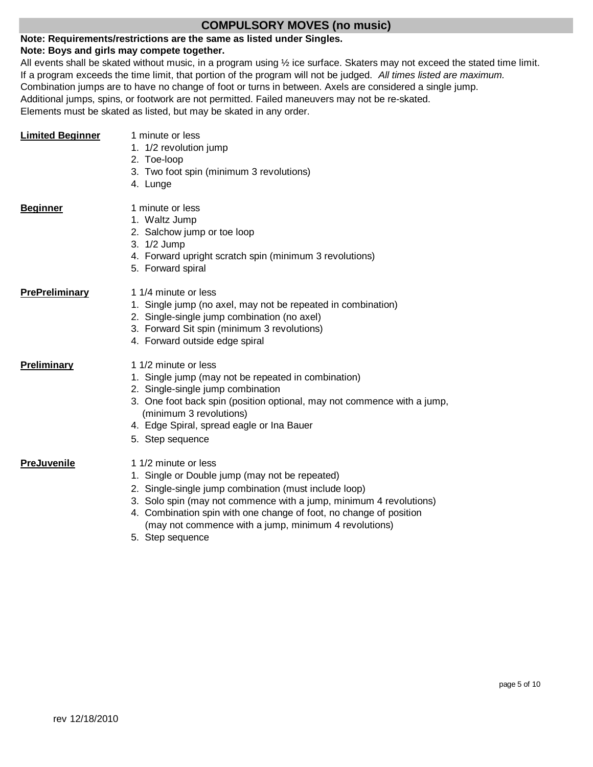## COMPULSORY MOVES (no music)

**Note: Requirements/restrictions are the same as listed under Singles.**
**Note: Boys and girls may compete together.**

All events shall be skated without music, in a program using ½ ice surface. Skaters may not exceed the stated time limit. If a program exceeds the time limit, that portion of the program will not be judged. *All times listed are maximum.*
Combination jumps are to have no change of foot or turns in between. Axels are considered a single jump.
Additional jumps, spins, or footwork are not permitted. Failed maneuvers may not be re-skated.
Elements must be skated as listed, but may be skated in any order.

**Limited Beginner**

1 minute or less

1. 1/2 revolution jump
2. Toe-loop
3. Two foot spin (minimum 3 revolutions)
4. Lunge

**Beginner**

1 minute or less

1. Waltz Jump
2. Salchow jump or toe loop
3. 1/2 Jump
4. Forward upright scratch spin (minimum 3 revolutions)
5. Forward spiral

**PrePreliminary**

1 1/4 minute or less

1. Single jump (no axel, may not be repeated in combination)
2. Single-single jump combination (no axel)
3. Forward Sit spin (minimum 3 revolutions)
4. Forward outside edge spiral

**Preliminary**

1 1/2 minute or less

1. Single jump (may not be repeated in combination)
2. Single-single jump combination
3. One foot back spin (position optional, may not commence with a jump, (minimum 3 revolutions)
4. Edge Spiral, spread eagle or Ina Bauer
5. Step sequence

**PreJuvenile**

1 1/2 minute or less

1. Single or Double jump (may not be repeated)
2. Single-single jump combination (must include loop)
3. Solo spin (may not commence with a jump, minimum 4 revolutions)
4. Combination spin with one change of foot, no change of position (may not commence with a jump, minimum 4 revolutions)
5. Step sequence

rev 12/18/2010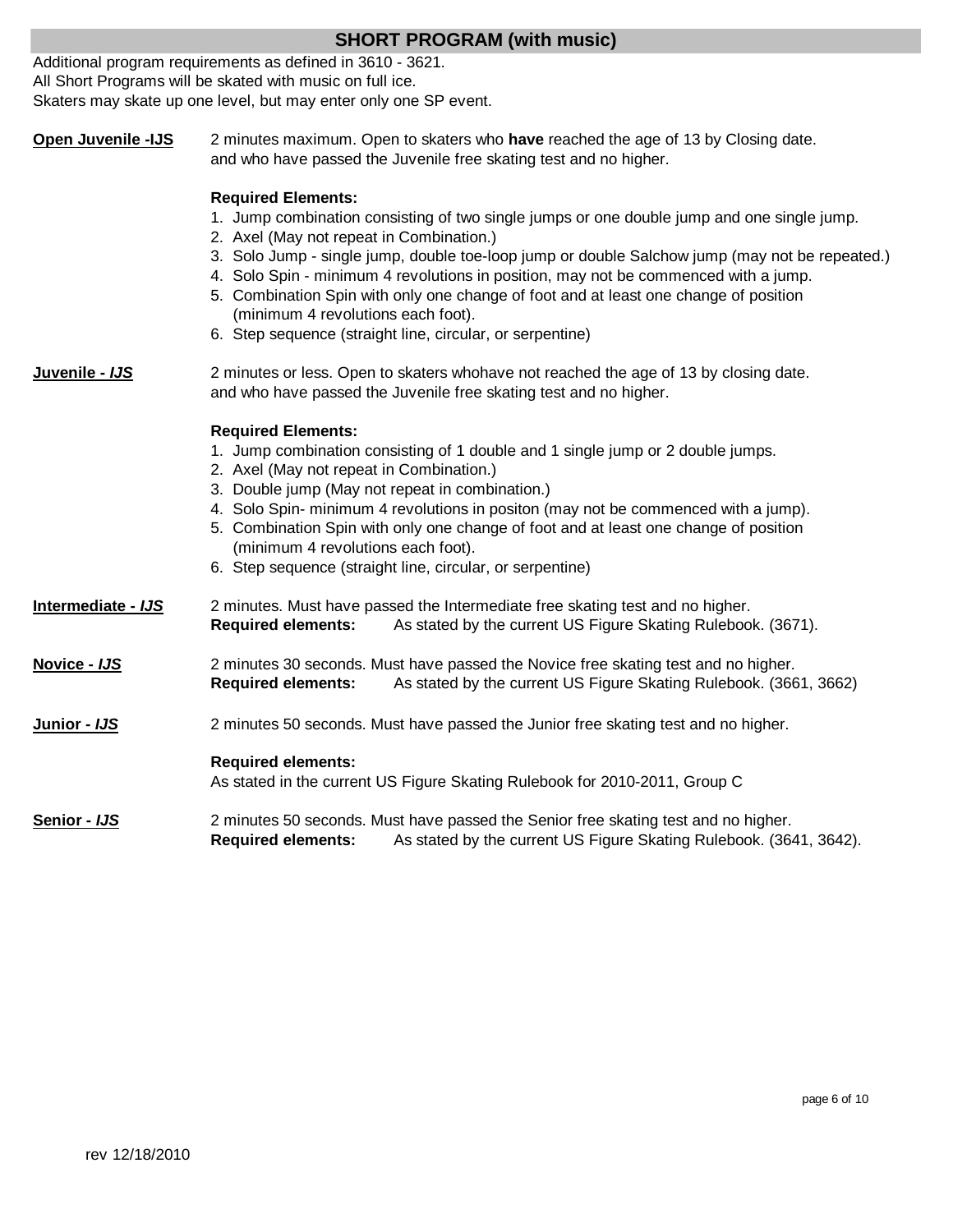## SHORT PROGRAM (with music)

Additional program requirements as defined in 3610 - 3621.
All Short Programs will be skated with music on full ice.
Skaters may skate up one level, but may enter only one SP event.

**Open Juvenile -IJS**

2 minutes maximum. Open to skaters who **have** reached the age of 13 by Closing date. and who have passed the Juvenile free skating test and no higher.

**Required Elements:**

1. Jump combination consisting of two single jumps or one double jump and one single jump.
2. Axel (May not repeat in Combination.)
3. Solo Jump - single jump, double toe-loop jump or double Salchow jump (may not be repeated.)
4. Solo Spin - minimum 4 revolutions in position, may not be commenced with a jump.
5. Combination Spin with only one change of foot and at least one change of position (minimum 4 revolutions each foot).
6. Step sequence (straight line, circular, or serpentine)

**Juvenile - *IJS***

2 minutes or less. Open to skaters whohave not reached the age of 13 by closing date. and who have passed the Juvenile free skating test and no higher.

**Required Elements:**

1. Jump combination consisting of 1 double and 1 single jump or 2 double jumps.
2. Axel (May not repeat in Combination.)
3. Double jump (May not repeat in combination.)
4. Solo Spin- minimum 4 revolutions in positon (may not be commenced with a jump).
5. Combination Spin with only one change of foot and at least one change of position (minimum 4 revolutions each foot).
6. Step sequence (straight line, circular, or serpentine)

**Intermediate - *IJS***

2 minutes. Must have passed the Intermediate free skating test and no higher.
**Required elements:** As stated by the current US Figure Skating Rulebook. (3671).

**Novice - *IJS***

2 minutes 30 seconds. Must have passed the Novice free skating test and no higher.
**Required elements:** As stated by the current US Figure Skating Rulebook. (3661, 3662)

**Junior - *IJS***

2 minutes 50 seconds. Must have passed the Junior free skating test and no higher.

**Required elements:**
As stated in the current US Figure Skating Rulebook for 2010-2011, Group C

**Senior - *IJS***

2 minutes 50 seconds. Must have passed the Senior free skating test and no higher.
**Required elements:** As stated by the current US Figure Skating Rulebook. (3641, 3642).

rev 12/18/2010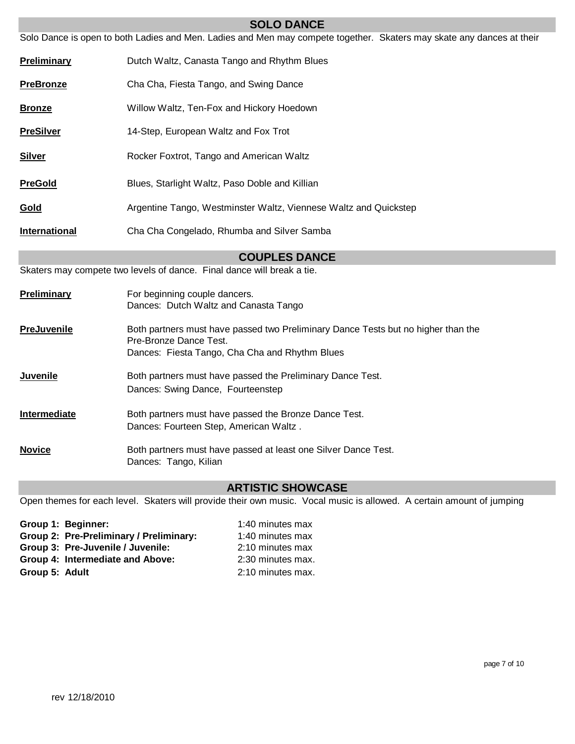## SOLO DANCE

Solo Dance is open to both Ladies and Men. Ladies and Men may compete together. Skaters may skate any dances at their

| | |
|---|---|
| **Preliminary** | Dutch Waltz, Canasta Tango and Rhythm Blues |
| **PreBronze** | Cha Cha, Fiesta Tango, and Swing Dance |
| **Bronze** | Willow Waltz, Ten-Fox and Hickory Hoedown |
| **PreSilver** | 14-Step, European Waltz and Fox Trot |
| **Silver** | Rocker Foxtrot, Tango and American Waltz |
| **PreGold** | Blues, Starlight Waltz, Paso Doble and Killian |
| **Gold** | Argentine Tango, Westminster Waltz, Viennese Waltz and Quickstep |
| **International** | Cha Cha Congelado, Rhumba and Silver Samba |

## COUPLES DANCE

Skaters may compete two levels of dance. Final dance will break a tie.

| | |
|---|---|
| **Preliminary** | For beginning couple dancers.<br>Dances: Dutch Waltz and Canasta Tango |
| **PreJuvenile** | Both partners must have passed two Preliminary Dance Tests but no higher than the Pre-Bronze Dance Test.<br>Dances: Fiesta Tango, Cha Cha and Rhythm Blues |
| **Juvenile** | Both partners must have passed the Preliminary Dance Test.<br>Dances: Swing Dance, Fourteenstep |
| **Intermediate** | Both partners must have passed the Bronze Dance Test.<br>Dances: Fourteen Step, American Waltz . |
| **Novice** | Both partners must have passed at least one Silver Dance Test.<br>Dances: Tango, Kilian |

## ARTISTIC SHOWCASE

Open themes for each level. Skaters will provide their own music. Vocal music is allowed. A certain amount of jumping

| | |
|---|---|
| **Group 1: Beginner:** | 1:40 minutes max |
| **Group 2: Pre-Preliminary / Preliminary:** | 1:40 minutes max |
| **Group 3: Pre-Juvenile / Juvenile:** | 2:10 minutes max |
| **Group 4: Intermediate and Above:** | 2:30 minutes max. |
| **Group 5: Adult** | 2:10 minutes max. |

rev 12/18/2010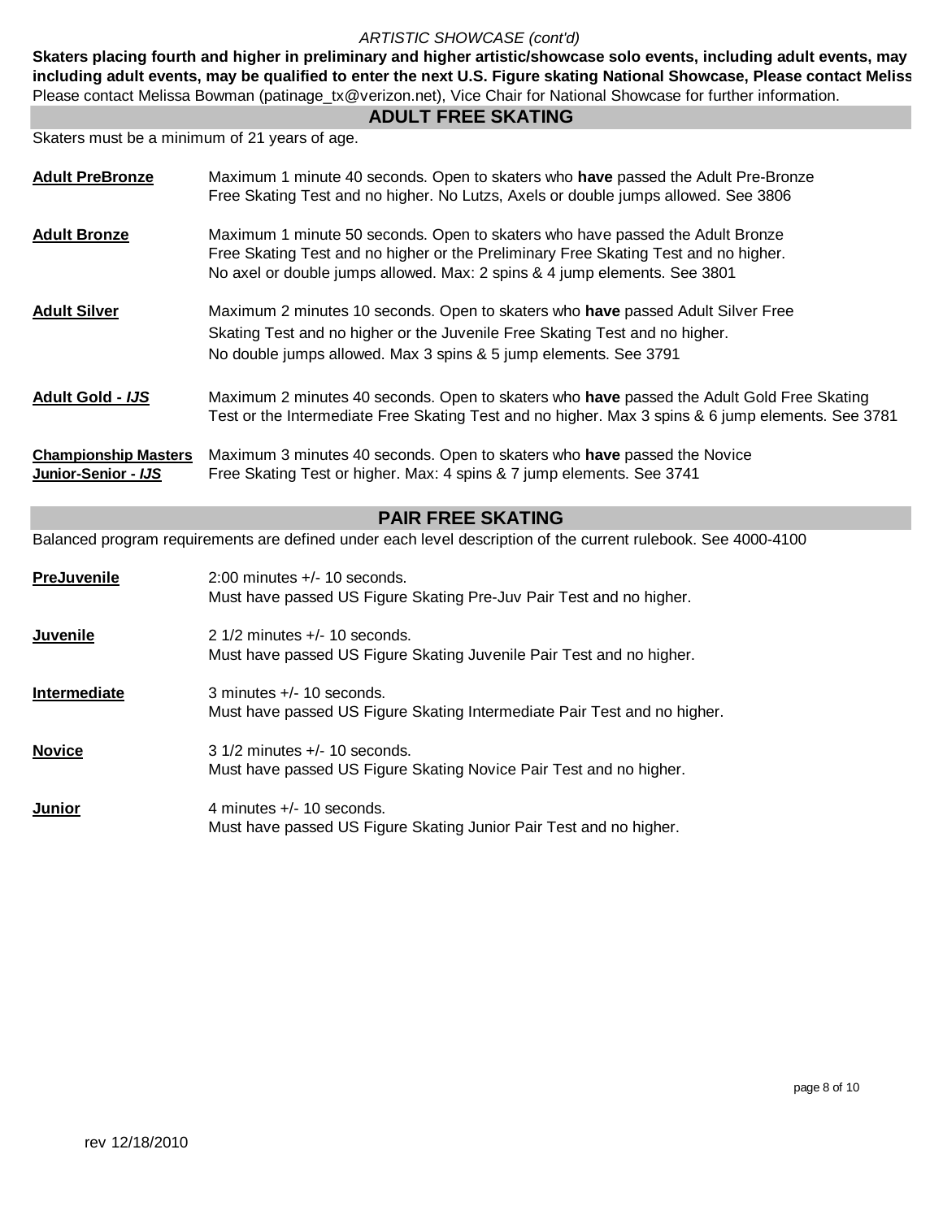*ARTISTIC SHOWCASE (cont'd)*

**Skaters placing fourth and higher in preliminary and higher artistic/showcase solo events, including adult events, may including adult events, may be qualified to enter the next U.S. Figure skating National Showcase, Please contact Meliss**
Please contact Melissa Bowman (patinage_tx@verizon.net), Vice Chair for National Showcase for further information.

## ADULT FREE SKATING

Skaters must be a minimum of 21 years of age.

**Adult PreBronze** — Maximum 1 minute 40 seconds. Open to skaters who **have** passed the Adult Pre-Bronze Free Skating Test and no higher. No Lutzs, Axels or double jumps allowed. See 3806

**Adult Bronze** — Maximum 1 minute 50 seconds. Open to skaters who have passed the Adult Bronze Free Skating Test and no higher or the Preliminary Free Skating Test and no higher. No axel or double jumps allowed. Max: 2 spins & 4 jump elements. See 3801

**Adult Silver** — Maximum 2 minutes 10 seconds. Open to skaters who **have** passed Adult Silver Free Skating Test and no higher or the Juvenile Free Skating Test and no higher. No double jumps allowed. Max 3 spins & 5 jump elements. See 3791

**Adult Gold - *IJS*** — Maximum 2 minutes 40 seconds. Open to skaters who **have** passed the Adult Gold Free Skating Test or the Intermediate Free Skating Test and no higher. Max 3 spins & 6 jump elements. See 3781

**Championship Masters Junior-Senior - *IJS*** — Maximum 3 minutes 40 seconds. Open to skaters who **have** passed the Novice Free Skating Test or higher. Max: 4 spins & 7 jump elements. See 3741

## PAIR FREE SKATING

Balanced program requirements are defined under each level description of the current rulebook. See 4000-4100

**PreJuvenile** — 2:00 minutes +/- 10 seconds. Must have passed US Figure Skating Pre-Juv Pair Test and no higher.

**Juvenile** — 2 1/2 minutes +/- 10 seconds. Must have passed US Figure Skating Juvenile Pair Test and no higher.

**Intermediate** — 3 minutes +/- 10 seconds. Must have passed US Figure Skating Intermediate Pair Test and no higher.

**Novice** — 3 1/2 minutes +/- 10 seconds. Must have passed US Figure Skating Novice Pair Test and no higher.

**Junior** — 4 minutes +/- 10 seconds. Must have passed US Figure Skating Junior Pair Test and no higher.

rev 12/18/2010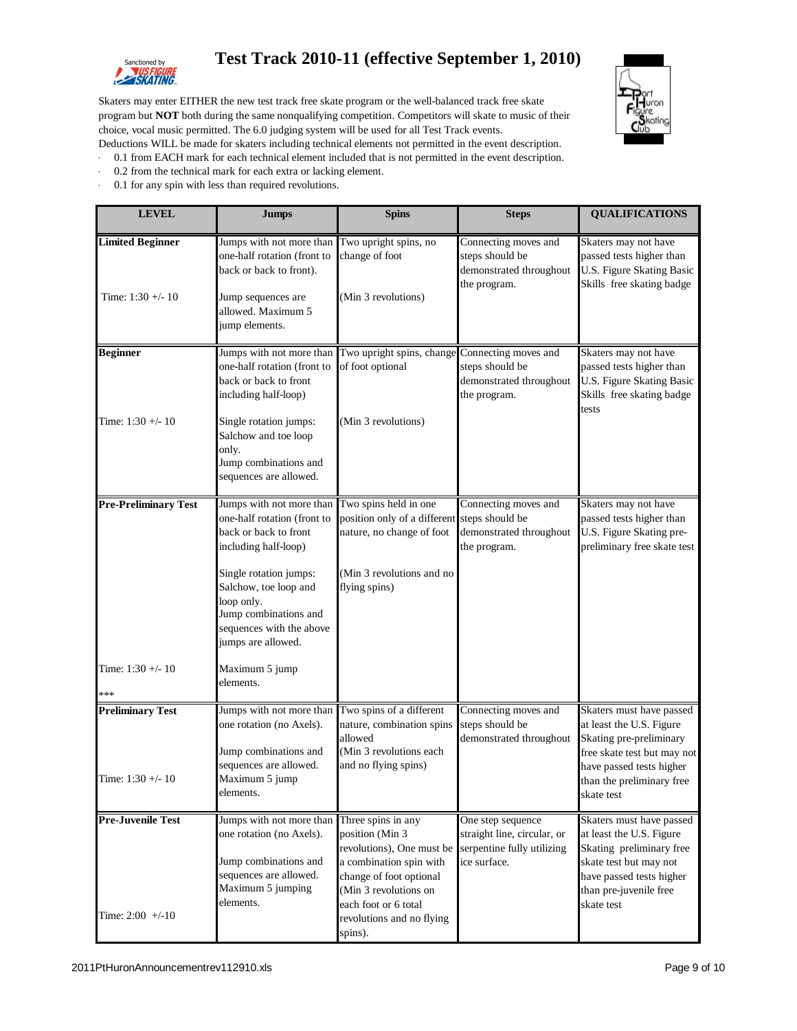# Test Track 2010-11 (effective September 1, 2010)

Skaters may enter EITHER the new test track free skate program or the well-balanced track free skate program but **NOT** both during the same nonqualifying competition. Competitors will skate to music of their choice, vocal music permitted. The 6.0 judging system will be used for all Test Track events.

Deductions WILL be made for skaters including technical elements not permitted in the event description.

- 0.1 from EACH mark for each technical element included that is not permitted in the event description.
- 0.2 from the technical mark for each extra or lacking element.
- 0.1 for any spin with less than required revolutions.

| LEVEL | Jumps | Spins | Steps | QUALIFICATIONS |
|---|---|---|---|---|
| **Limited Beginner**<br><br>Time: 1:30 +/- 10 | Jumps with not more than one-half rotation (front to back or back to front).<br><br>Jump sequences are allowed. Maximum 5 jump elements. | Two upright spins, no change of foot<br><br>(Min 3 revolutions) | Connecting moves and steps should be demonstrated throughout the program. | Skaters may not have passed tests higher than U.S. Figure Skating Basic Skills free skating badge |
| **Beginner**<br><br>Time: 1:30 +/- 10 | Jumps with not more than one-half rotation (front to back or back to front including half-loop)<br><br>Single rotation jumps: Salchow and toe loop only.<br>Jump combinations and sequences are allowed. | Two upright spins, change of foot optional<br><br>(Min 3 revolutions) | Connecting moves and steps should be demonstrated throughout the program. | Skaters may not have passed tests higher than U.S. Figure Skating Basic Skills free skating badge tests |
| **Pre-Preliminary Test**<br><br>Time: 1:30 +/- 10<br>*** | Jumps with not more than one-half rotation (front to back or back to front including half-loop)<br><br>Single rotation jumps: Salchow, toe loop and loop only.<br>Jump combinations and sequences with the above jumps are allowed.<br><br>Maximum 5 jump elements. | Two spins held in one position only of a different nature, no change of foot<br><br>(Min 3 revolutions and no flying spins) | Connecting moves and steps should be demonstrated throughout the program. | Skaters may not have passed tests higher than U.S. Figure Skating pre-preliminary free skate test |
| **Preliminary Test**<br><br>Time: 1:30 +/- 10 | Jumps with not more than one rotation (no Axels).<br><br>Jump combinations and sequences are allowed. Maximum 5 jump elements. | Two spins of a different nature, combination spins allowed<br>(Min 3 revolutions each and no flying spins) | Connecting moves and steps should be demonstrated throughout | Skaters must have passed at least the U.S. Figure Skating pre-preliminary free skate test but may not have passed tests higher than the preliminary free skate test |
| **Pre-Juvenile Test**<br><br>Time: 2:00 +/-10 | Jumps with not more than one rotation (no Axels).<br><br>Jump combinations and sequences are allowed. Maximum 5 jumping elements. | Three spins in any position (Min 3 revolutions), One must be a combination spin with change of foot optional (Min 3 revolutions on each foot or 6 total revolutions and no flying spins). | One step sequence straight line, circular, or serpentine fully utilizing ice surface. | Skaters must have passed at least the U.S. Figure Skating preliminary free skate test but may not have passed tests higher than pre-juvenile free skate test |

2011PtHuronAnnouncementrev112910.xls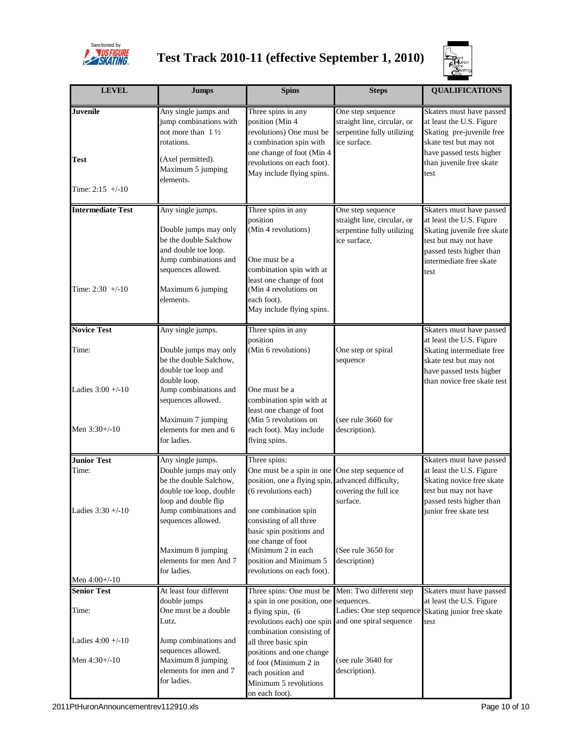Sanctioned by US FIGURE SKATING

# Test Track 2010-11 (effective September 1, 2010)

| LEVEL | Jumps | Spins | Steps | QUALIFICATIONS |
|---|---|---|---|---|
| **Juvenile** **Test** Time: 2:15 +/-10 | Any single jumps and jump combinations with not more than 1 ½ rotations. (Axel permitted). Maximum 5 jumping elements. | Three spins in any position (Min 4 revolutions) One must be a combination spin with one change of foot (Min 4 revolutions on each foot). May include flying spins. | One step sequence straight line, circular, or serpentine fully utilizing ice surface. | Skaters must have passed at least the U.S. Figure Skating pre-juvenile free skate test but may not have passed tests higher than juvenile free skate test |
| **Intermediate Test** Time: 2:30 +/-10 | Any single jumps. Double jumps may only be the double Salchow and double toe loop. Jump combinations and sequences allowed. Maximum 6 jumping elements. | Three spins in any position (Min 4 revolutions) One must be a combination spin with at least one change of foot (Min 4 revolutions on each foot). May include flying spins. | One step sequence straight line, circular, or serpentine fully utilizing ice surface. | Skaters must have passed at least the U.S. Figure Skating juvenile free skate test but may not have passed tests higher than intermediate free skate test |
| **Novice Test** Time: Ladies 3:00 +/-10 Men 3:30+/-10 | Any single jumps. Double jumps may only be the double Salchow, double toe loop and double loop. Jump combinations and sequences allowed. Maximum 7 jumping elements for men and 6 for ladies. | Three spins in any position (Min 6 revolutions) One must be a combination spin with at least one change of foot (Min 5 revolutions on each foot). May include flying spins. | One step or spiral sequence (see rule 3660 for description). | Skaters must have passed at least the U.S. Figure Skating intermediate free skate test but may not have passed tests higher than novice free skate test |
| **Junior Test** Time: Ladies 3:30 +/-10 Men 4:00+/-10 | Any single jumps. Double jumps may only be the double Salchow, double toe loop, double loop and double flip Jump combinations and sequences allowed. Maximum 8 jumping elements for men And 7 for ladies. | Three spins: One must be a spin in one position, one a flying spin, (6 revolutions each) one combination spin consisting of all three basic spin positions and one change of foot (Minimum 2 in each position and Minimum 5 revolutions on each foot). | One step sequence of advanced difficulty, covering the full ice surface. (See rule 3650 for description) | Skaters must have passed at least the U.S. Figure Skating novice free skate test but may not have passed tests higher than junior free skate test |
| **Senior Test** Time: Ladies 4:00 +/-10 Men 4:30+/-10 | At least four different double jumps One must be a double Lutz. Jump combinations and sequences allowed. Maximum 8 jumping elements for men and 7 for ladies. | Three spins: One must be a spin in one position, one a flying spin, (6 revolutions each) one spin combination consisting of all three basic spin positions and one change of foot (Minimum 2 in each position and Minimum 5 revolutions on each foot). | Men: Two different step sequences. Ladies: One step sequence and one spiral sequence (see rule 3640 for description). | Skaters must have passed at least the U.S. Figure Skating junior free skate test |

2011PtHuronAnnouncementrev112910.xls